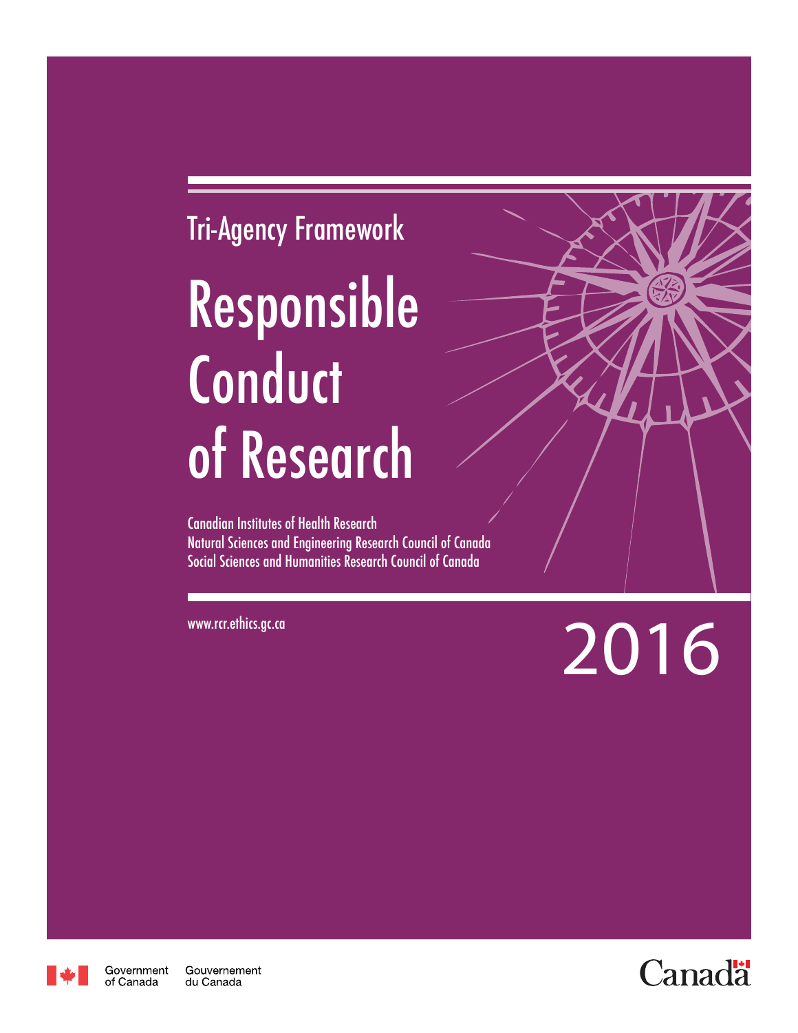Tri-Agency Framework

# Responsible Conduct of Research

Canadian Institutes of Health Research
Natural Sciences and Engineering Research Council of Canada
Social Sciences and Humanities Research Council of Canada

www.rcr.ethics.gc.ca

2016

Government of Canada Gouvernement du Canada

Canada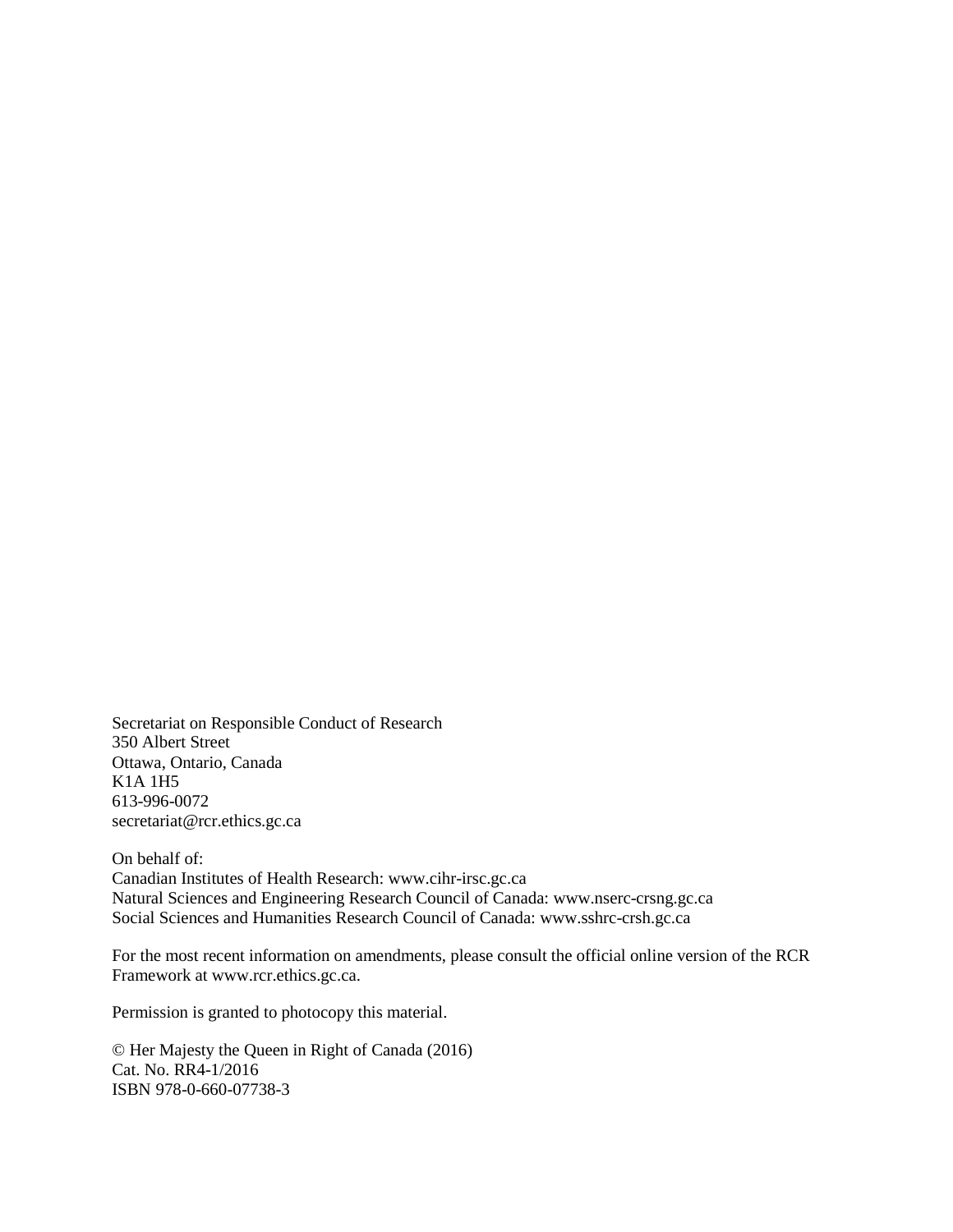Secretariat on Responsible Conduct of Research
350 Albert Street
Ottawa, Ontario, Canada
K1A 1H5
613-996-0072
secretariat@rcr.ethics.gc.ca

On behalf of:
Canadian Institutes of Health Research: www.cihr-irsc.gc.ca
Natural Sciences and Engineering Research Council of Canada: www.nserc-crsng.gc.ca
Social Sciences and Humanities Research Council of Canada: www.sshrc-crsh.gc.ca

For the most recent information on amendments, please consult the official online version of the RCR Framework at www.rcr.ethics.gc.ca.

Permission is granted to photocopy this material.

© Her Majesty the Queen in Right of Canada (2016)
Cat. No. RR4-1/2016
ISBN 978-0-660-07738-3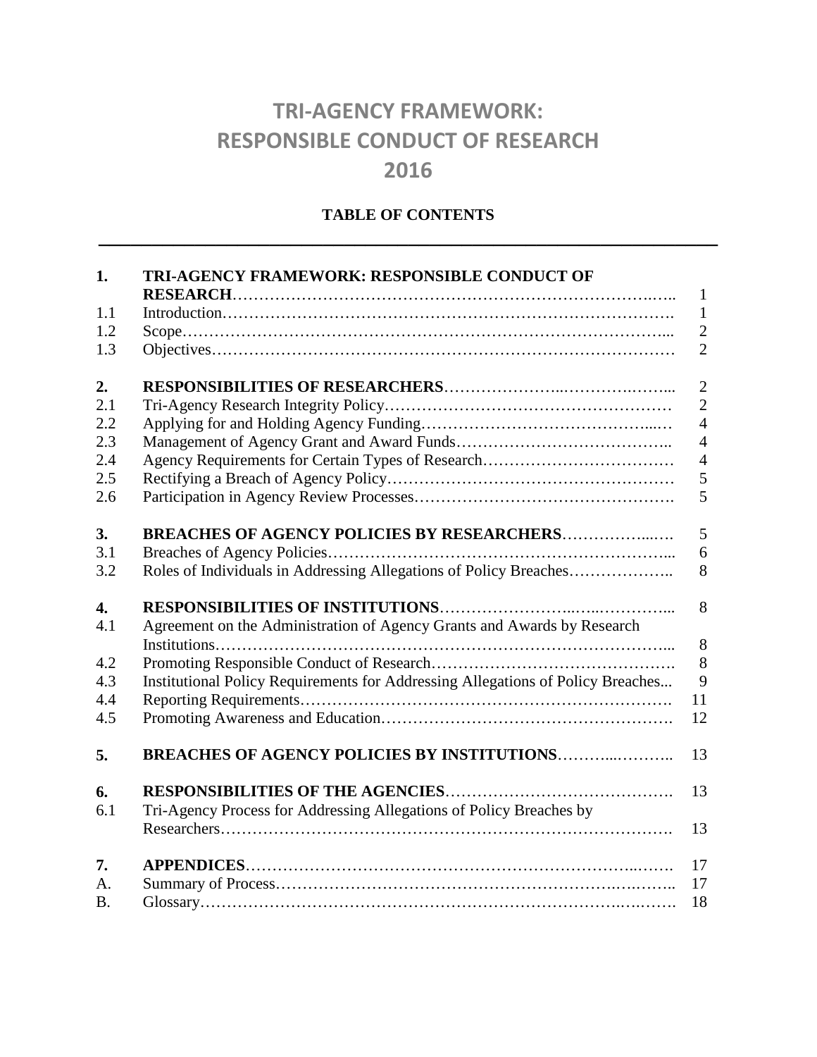# TRI-AGENCY FRAMEWORK:
# RESPONSIBLE CONDUCT OF RESEARCH
# 2016

**TABLE OF CONTENTS**

| | | |
|---|---|---|
| **1.** | **TRI-AGENCY FRAMEWORK: RESPONSIBLE CONDUCT OF RESEARCH** | 1 |
| 1.1 | Introduction | 1 |
| 1.2 | Scope | 2 |
| 1.3 | Objectives | 2 |
| **2.** | **RESPONSIBILITIES OF RESEARCHERS** | 2 |
| 2.1 | Tri-Agency Research Integrity Policy | 2 |
| 2.2 | Applying for and Holding Agency Funding | 4 |
| 2.3 | Management of Agency Grant and Award Funds | 4 |
| 2.4 | Agency Requirements for Certain Types of Research | 4 |
| 2.5 | Rectifying a Breach of Agency Policy | 5 |
| 2.6 | Participation in Agency Review Processes | 5 |
| **3.** | **BREACHES OF AGENCY POLICIES BY RESEARCHERS** | 5 |
| 3.1 | Breaches of Agency Policies | 6 |
| 3.2 | Roles of Individuals in Addressing Allegations of Policy Breaches | 8 |
| **4.** | **RESPONSIBILITIES OF INSTITUTIONS** | 8 |
| 4.1 | Agreement on the Administration of Agency Grants and Awards by Research Institutions | 8 |
| 4.2 | Promoting Responsible Conduct of Research | 8 |
| 4.3 | Institutional Policy Requirements for Addressing Allegations of Policy Breaches | 9 |
| 4.4 | Reporting Requirements | 11 |
| 4.5 | Promoting Awareness and Education | 12 |
| **5.** | **BREACHES OF AGENCY POLICIES BY INSTITUTIONS** | 13 |
| **6.** | **RESPONSIBILITIES OF THE AGENCIES** | 13 |
| 6.1 | Tri-Agency Process for Addressing Allegations of Policy Breaches by Researchers | 13 |
| **7.** | **APPENDICES** | 17 |
| A. | Summary of Process | 17 |
| B. | Glossary | 18 |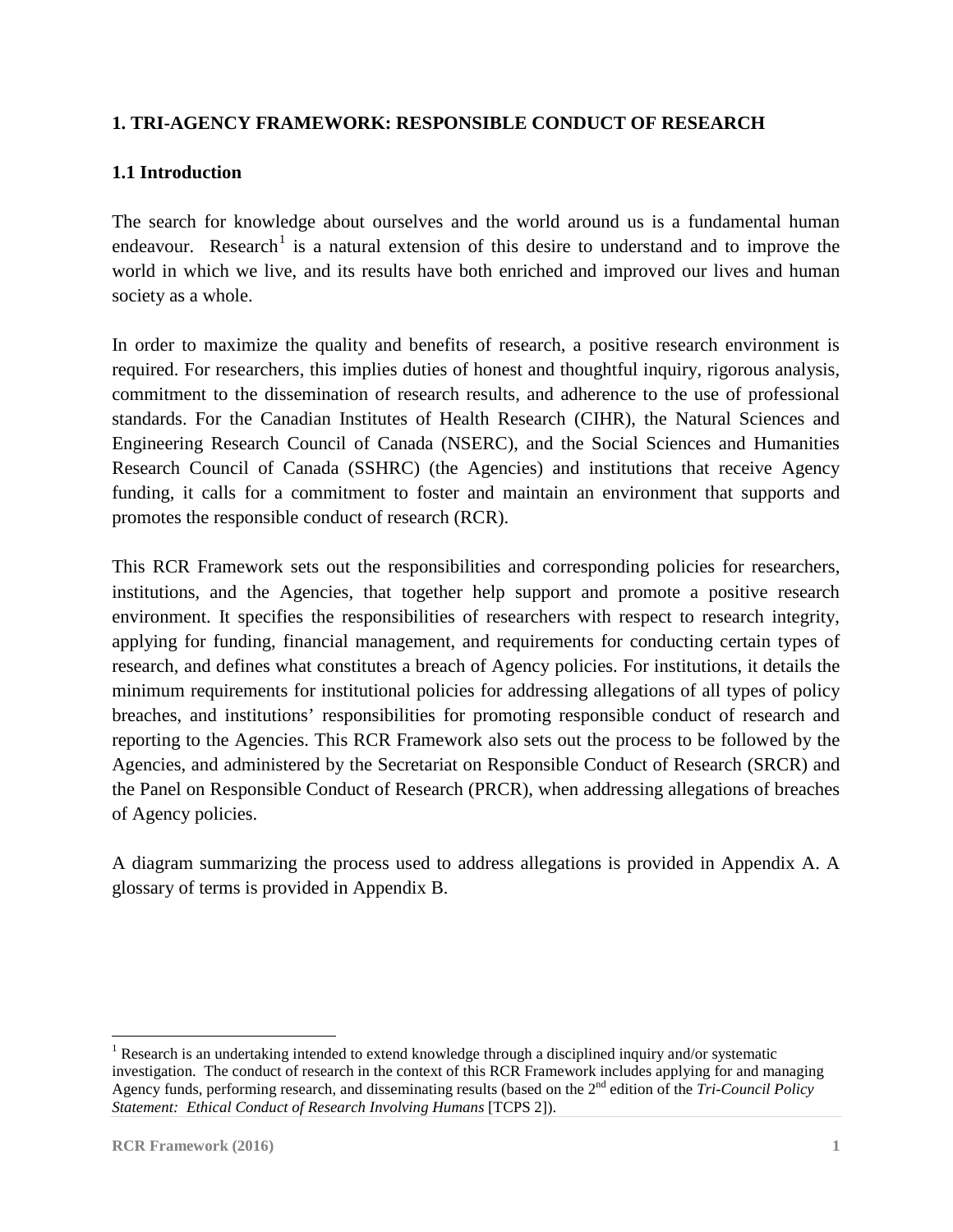## 1. TRI-AGENCY FRAMEWORK: RESPONSIBLE CONDUCT OF RESEARCH

### 1.1 Introduction

The search for knowledge about ourselves and the world around us is a fundamental human endeavour. Research[1] is a natural extension of this desire to understand and to improve the world in which we live, and its results have both enriched and improved our lives and human society as a whole.

In order to maximize the quality and benefits of research, a positive research environment is required. For researchers, this implies duties of honest and thoughtful inquiry, rigorous analysis, commitment to the dissemination of research results, and adherence to the use of professional standards. For the Canadian Institutes of Health Research (CIHR), the Natural Sciences and Engineering Research Council of Canada (NSERC), and the Social Sciences and Humanities Research Council of Canada (SSHRC) (the Agencies) and institutions that receive Agency funding, it calls for a commitment to foster and maintain an environment that supports and promotes the responsible conduct of research (RCR).

This RCR Framework sets out the responsibilities and corresponding policies for researchers, institutions, and the Agencies, that together help support and promote a positive research environment. It specifies the responsibilities of researchers with respect to research integrity, applying for funding, financial management, and requirements for conducting certain types of research, and defines what constitutes a breach of Agency policies. For institutions, it details the minimum requirements for institutional policies for addressing allegations of all types of policy breaches, and institutions' responsibilities for promoting responsible conduct of research and reporting to the Agencies. This RCR Framework also sets out the process to be followed by the Agencies, and administered by the Secretariat on Responsible Conduct of Research (SRCR) and the Panel on Responsible Conduct of Research (PRCR), when addressing allegations of breaches of Agency policies.

A diagram summarizing the process used to address allegations is provided in Appendix A. A glossary of terms is provided in Appendix B.

---

[1] Research is an undertaking intended to extend knowledge through a disciplined inquiry and/or systematic investigation. The conduct of research in the context of this RCR Framework includes applying for and managing Agency funds, performing research, and disseminating results (based on the 2nd edition of the *Tri-Council Policy Statement: Ethical Conduct of Research Involving Humans* [TCPS 2]).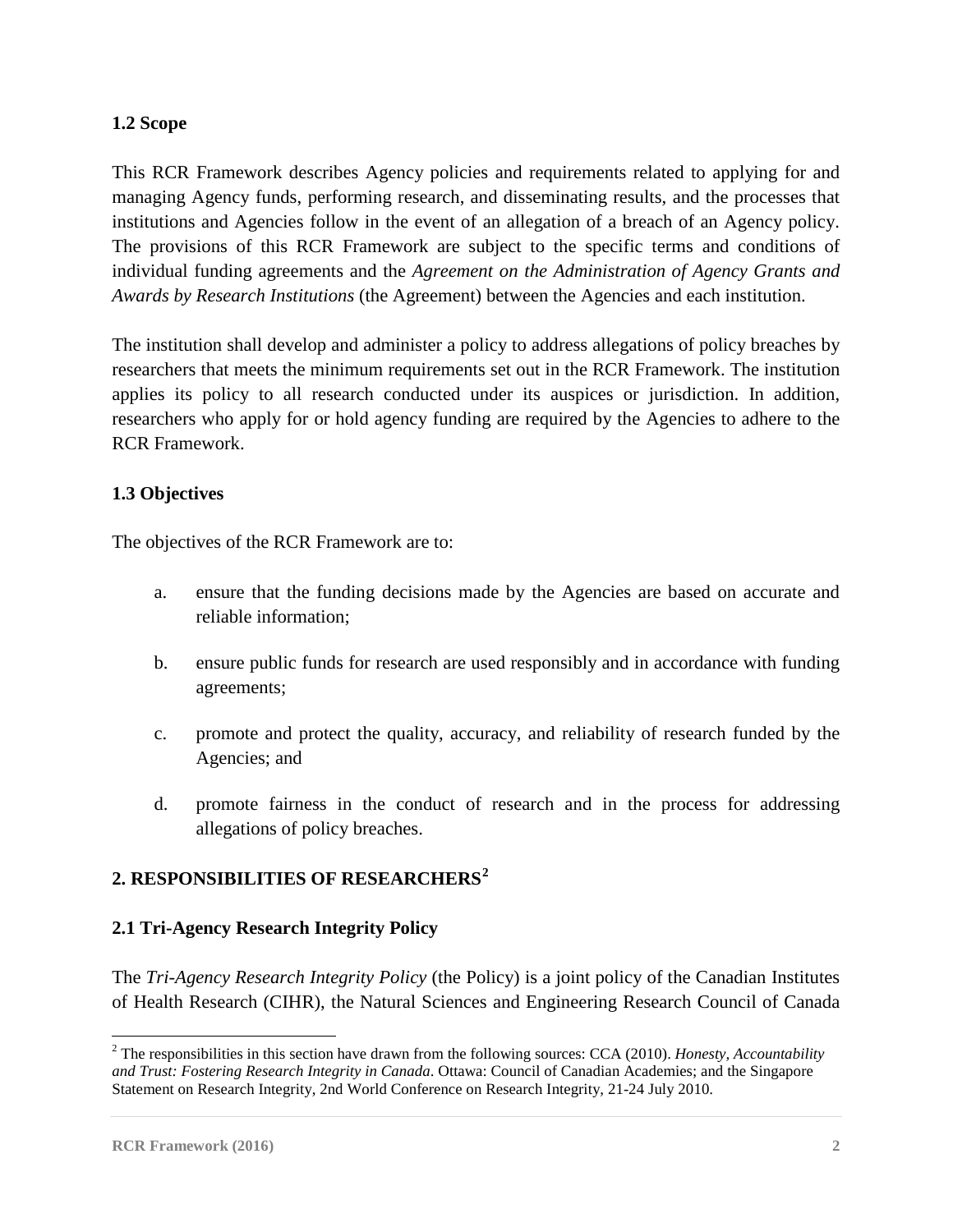### 1.2 Scope

This RCR Framework describes Agency policies and requirements related to applying for and managing Agency funds, performing research, and disseminating results, and the processes that institutions and Agencies follow in the event of an allegation of a breach of an Agency policy. The provisions of this RCR Framework are subject to the specific terms and conditions of individual funding agreements and the *Agreement on the Administration of Agency Grants and Awards by Research Institutions* (the Agreement) between the Agencies and each institution.

The institution shall develop and administer a policy to address allegations of policy breaches by researchers that meets the minimum requirements set out in the RCR Framework. The institution applies its policy to all research conducted under its auspices or jurisdiction. In addition, researchers who apply for or hold agency funding are required by the Agencies to adhere to the RCR Framework.

### 1.3 Objectives

The objectives of the RCR Framework are to:

a. ensure that the funding decisions made by the Agencies are based on accurate and reliable information;

b. ensure public funds for research are used responsibly and in accordance with funding agreements;

c. promote and protect the quality, accuracy, and reliability of research funded by the Agencies; and

d. promote fairness in the conduct of research and in the process for addressing allegations of policy breaches.

## 2. RESPONSIBILITIES OF RESEARCHERS[2]

### 2.1 Tri-Agency Research Integrity Policy

The *Tri-Agency Research Integrity Policy* (the Policy) is a joint policy of the Canadian Institutes of Health Research (CIHR), the Natural Sciences and Engineering Research Council of Canada

[2] The responsibilities in this section have drawn from the following sources: CCA (2010). *Honesty, Accountability and Trust: Fostering Research Integrity in Canada*. Ottawa: Council of Canadian Academies; and the Singapore Statement on Research Integrity, 2nd World Conference on Research Integrity, 21-24 July 2010.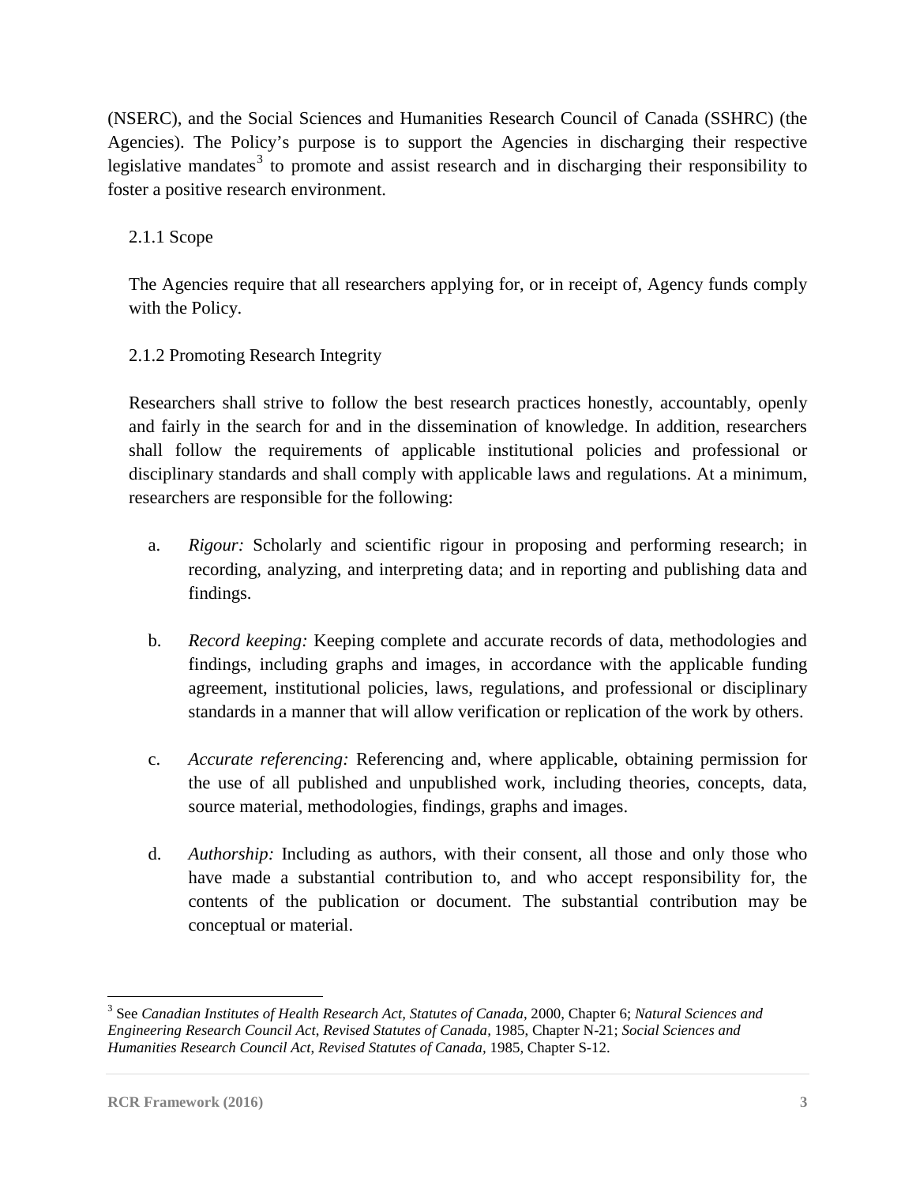(NSERC), and the Social Sciences and Humanities Research Council of Canada (SSHRC) (the Agencies). The Policy's purpose is to support the Agencies in discharging their respective legislative mandates[3] to promote and assist research and in discharging their responsibility to foster a positive research environment.

### 2.1.1 Scope

The Agencies require that all researchers applying for, or in receipt of, Agency funds comply with the Policy.

### 2.1.2 Promoting Research Integrity

Researchers shall strive to follow the best research practices honestly, accountably, openly and fairly in the search for and in the dissemination of knowledge. In addition, researchers shall follow the requirements of applicable institutional policies and professional or disciplinary standards and shall comply with applicable laws and regulations. At a minimum, researchers are responsible for the following:

a. *Rigour:* Scholarly and scientific rigour in proposing and performing research; in recording, analyzing, and interpreting data; and in reporting and publishing data and findings.

b. *Record keeping:* Keeping complete and accurate records of data, methodologies and findings, including graphs and images, in accordance with the applicable funding agreement, institutional policies, laws, regulations, and professional or disciplinary standards in a manner that will allow verification or replication of the work by others.

c. *Accurate referencing:* Referencing and, where applicable, obtaining permission for the use of all published and unpublished work, including theories, concepts, data, source material, methodologies, findings, graphs and images.

d. *Authorship:* Including as authors, with their consent, all those and only those who have made a substantial contribution to, and who accept responsibility for, the contents of the publication or document. The substantial contribution may be conceptual or material.

---

[3] See *Canadian Institutes of Health Research Act, Statutes of Canada*, 2000, Chapter 6; *Natural Sciences and Engineering Research Council Act, Revised Statutes of Canada*, 1985, Chapter N-21; *Social Sciences and Humanities Research Council Act, Revised Statutes of Canada*, 1985, Chapter S-12.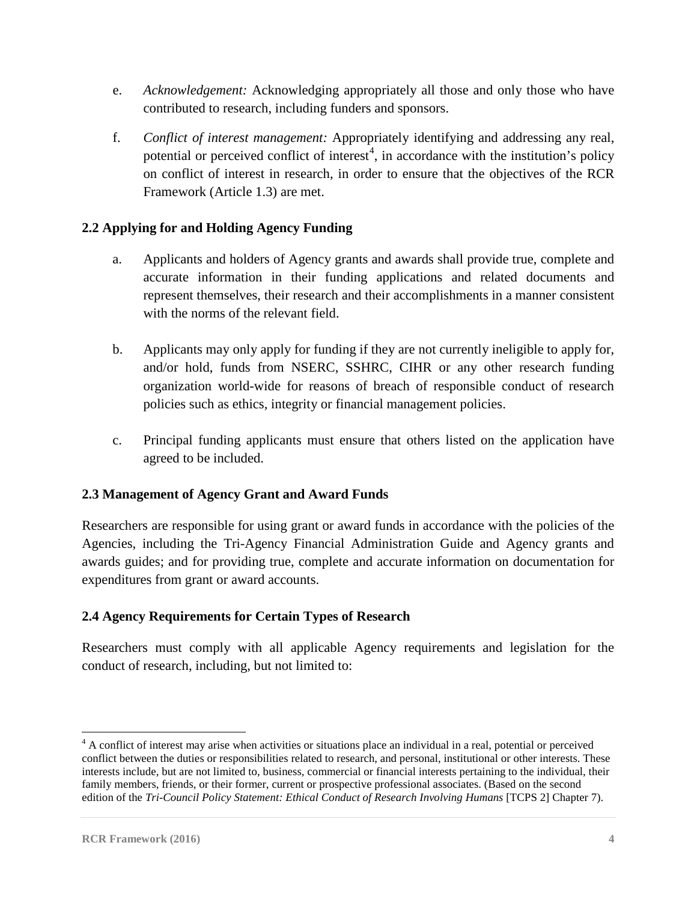e. *Acknowledgement:* Acknowledging appropriately all those and only those who have contributed to research, including funders and sponsors.

f. *Conflict of interest management:* Appropriately identifying and addressing any real, potential or perceived conflict of interest[4], in accordance with the institution's policy on conflict of interest in research, in order to ensure that the objectives of the RCR Framework (Article 1.3) are met.

### 2.2 Applying for and Holding Agency Funding

a. Applicants and holders of Agency grants and awards shall provide true, complete and accurate information in their funding applications and related documents and represent themselves, their research and their accomplishments in a manner consistent with the norms of the relevant field.

b. Applicants may only apply for funding if they are not currently ineligible to apply for, and/or hold, funds from NSERC, SSHRC, CIHR or any other research funding organization world-wide for reasons of breach of responsible conduct of research policies such as ethics, integrity or financial management policies.

c. Principal funding applicants must ensure that others listed on the application have agreed to be included.

### 2.3 Management of Agency Grant and Award Funds

Researchers are responsible for using grant or award funds in accordance with the policies of the Agencies, including the Tri-Agency Financial Administration Guide and Agency grants and awards guides; and for providing true, complete and accurate information on documentation for expenditures from grant or award accounts.

### 2.4 Agency Requirements for Certain Types of Research

Researchers must comply with all applicable Agency requirements and legislation for the conduct of research, including, but not limited to:

---

[4] A conflict of interest may arise when activities or situations place an individual in a real, potential or perceived conflict between the duties or responsibilities related to research, and personal, institutional or other interests. These interests include, but are not limited to, business, commercial or financial interests pertaining to the individual, their family members, friends, or their former, current or prospective professional associates. (Based on the second edition of the *Tri-Council Policy Statement: Ethical Conduct of Research Involving Humans* [TCPS 2] Chapter 7).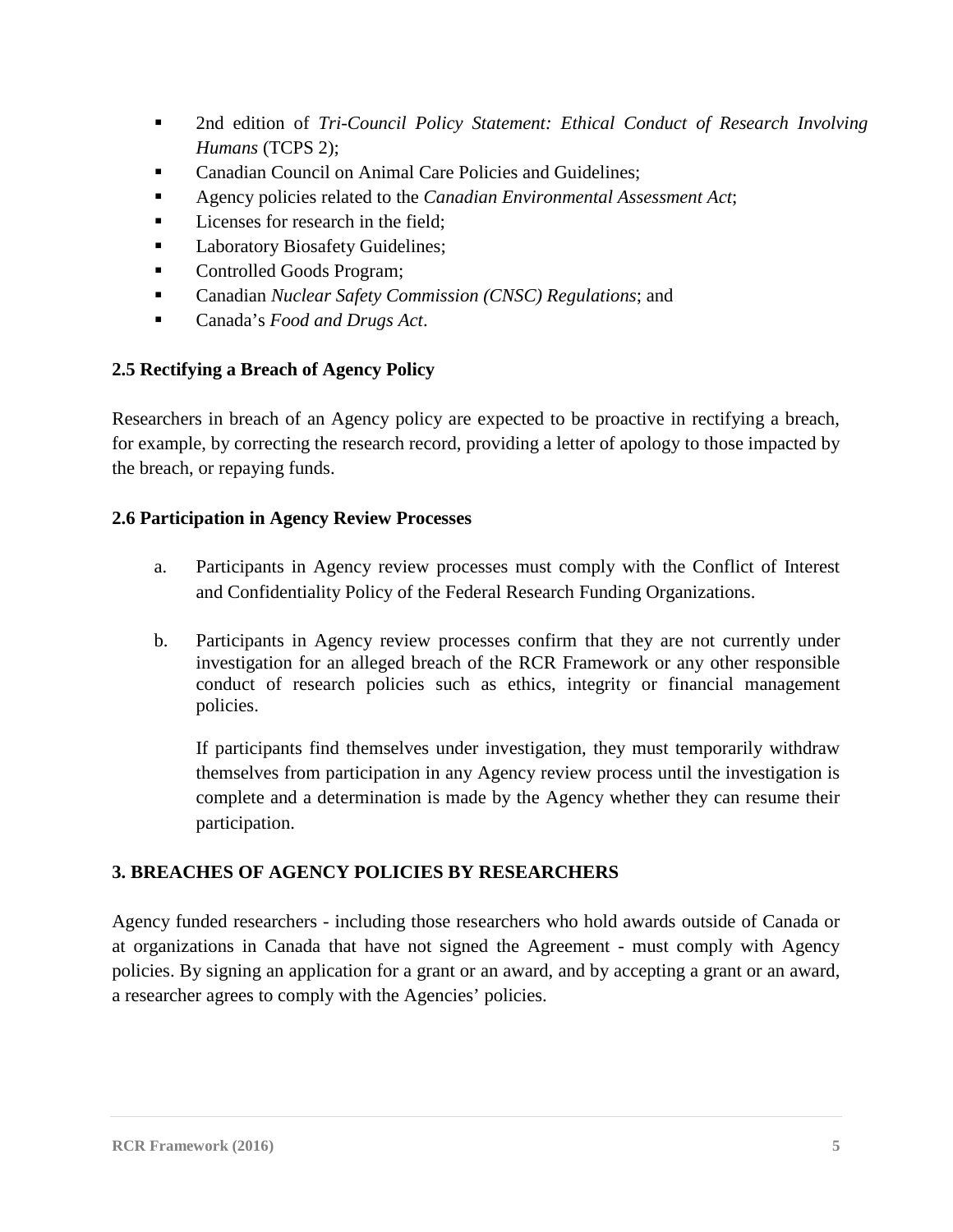- 2nd edition of *Tri-Council Policy Statement: Ethical Conduct of Research Involving Humans* (TCPS 2);
- Canadian Council on Animal Care Policies and Guidelines;
- Agency policies related to the *Canadian Environmental Assessment Act*;
- Licenses for research in the field;
- Laboratory Biosafety Guidelines;
- Controlled Goods Program;
- Canadian *Nuclear Safety Commission (CNSC) Regulations*; and
- Canada's *Food and Drugs Act*.

**2.5 Rectifying a Breach of Agency Policy**

Researchers in breach of an Agency policy are expected to be proactive in rectifying a breach, for example, by correcting the research record, providing a letter of apology to those impacted by the breach, or repaying funds.

**2.6 Participation in Agency Review Processes**

a. Participants in Agency review processes must comply with the Conflict of Interest and Confidentiality Policy of the Federal Research Funding Organizations.

b. Participants in Agency review processes confirm that they are not currently under investigation for an alleged breach of the RCR Framework or any other responsible conduct of research policies such as ethics, integrity or financial management policies.

   If participants find themselves under investigation, they must temporarily withdraw themselves from participation in any Agency review process until the investigation is complete and a determination is made by the Agency whether they can resume their participation.

## 3. BREACHES OF AGENCY POLICIES BY RESEARCHERS

Agency funded researchers - including those researchers who hold awards outside of Canada or at organizations in Canada that have not signed the Agreement - must comply with Agency policies. By signing an application for a grant or an award, and by accepting a grant or an award, a researcher agrees to comply with the Agencies' policies.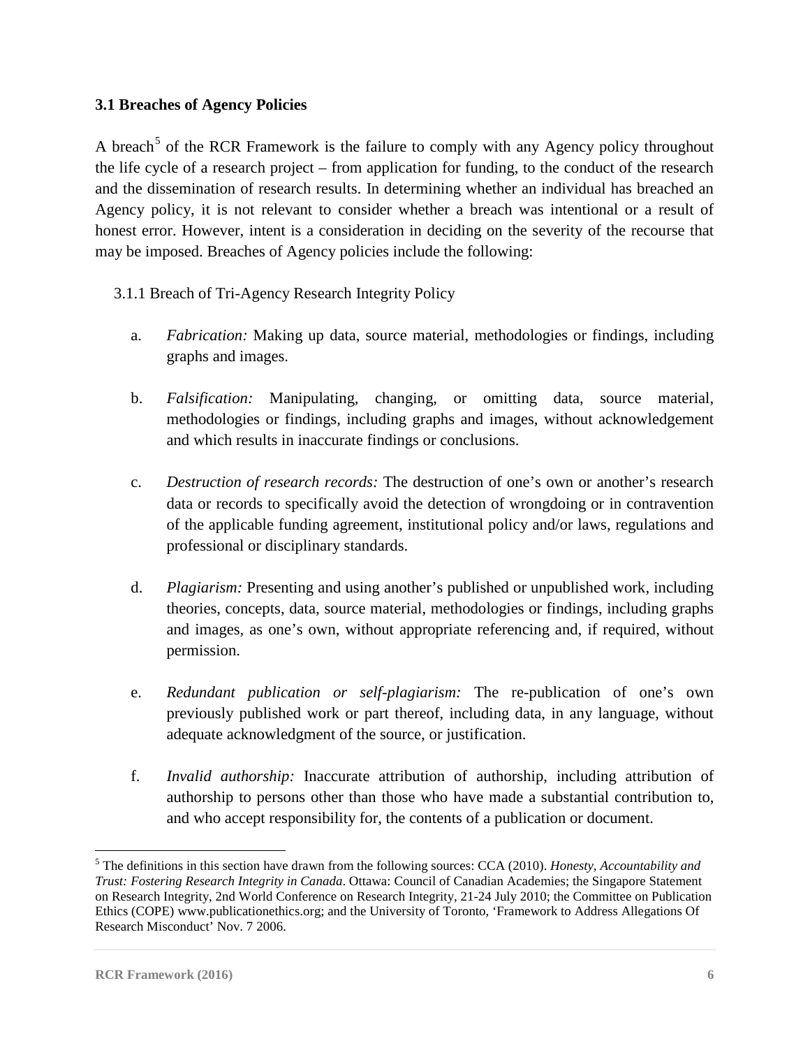### 3.1 Breaches of Agency Policies

A breach[5] of the RCR Framework is the failure to comply with any Agency policy throughout the life cycle of a research project – from application for funding, to the conduct of the research and the dissemination of research results. In determining whether an individual has breached an Agency policy, it is not relevant to consider whether a breach was intentional or a result of honest error. However, intent is a consideration in deciding on the severity of the recourse that may be imposed. Breaches of Agency policies include the following:

3.1.1 Breach of Tri-Agency Research Integrity Policy

a. *Fabrication:* Making up data, source material, methodologies or findings, including graphs and images.

b. *Falsification:* Manipulating, changing, or omitting data, source material, methodologies or findings, including graphs and images, without acknowledgement and which results in inaccurate findings or conclusions.

c. *Destruction of research records:* The destruction of one's own or another's research data or records to specifically avoid the detection of wrongdoing or in contravention of the applicable funding agreement, institutional policy and/or laws, regulations and professional or disciplinary standards.

d. *Plagiarism:* Presenting and using another's published or unpublished work, including theories, concepts, data, source material, methodologies or findings, including graphs and images, as one's own, without appropriate referencing and, if required, without permission.

e. *Redundant publication or self-plagiarism:* The re-publication of one's own previously published work or part thereof, including data, in any language, without adequate acknowledgment of the source, or justification.

f. *Invalid authorship:* Inaccurate attribution of authorship, including attribution of authorship to persons other than those who have made a substantial contribution to, and who accept responsibility for, the contents of a publication or document.

---

[5] The definitions in this section have drawn from the following sources: CCA (2010). *Honesty, Accountability and Trust: Fostering Research Integrity in Canada*. Ottawa: Council of Canadian Academies; the Singapore Statement on Research Integrity, 2nd World Conference on Research Integrity, 21-24 July 2010; the Committee on Publication Ethics (COPE) www.publicationethics.org; and the University of Toronto, 'Framework to Address Allegations Of Research Misconduct' Nov. 7 2006.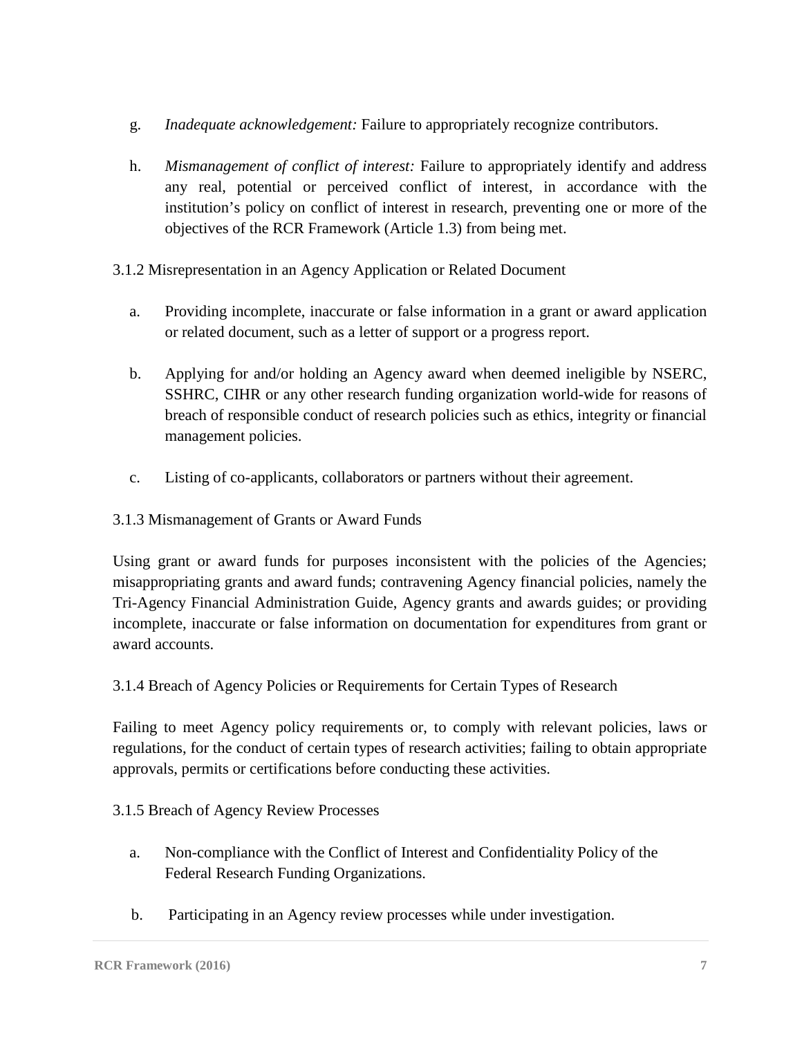g. *Inadequate acknowledgement:* Failure to appropriately recognize contributors.

h. *Mismanagement of conflict of interest:* Failure to appropriately identify and address any real, potential or perceived conflict of interest, in accordance with the institution's policy on conflict of interest in research, preventing one or more of the objectives of the RCR Framework (Article 1.3) from being met.

3.1.2 Misrepresentation in an Agency Application or Related Document

a. Providing incomplete, inaccurate or false information in a grant or award application or related document, such as a letter of support or a progress report.

b. Applying for and/or holding an Agency award when deemed ineligible by NSERC, SSHRC, CIHR or any other research funding organization world-wide for reasons of breach of responsible conduct of research policies such as ethics, integrity or financial management policies.

c. Listing of co-applicants, collaborators or partners without their agreement.

3.1.3 Mismanagement of Grants or Award Funds

Using grant or award funds for purposes inconsistent with the policies of the Agencies; misappropriating grants and award funds; contravening Agency financial policies, namely the Tri-Agency Financial Administration Guide, Agency grants and awards guides; or providing incomplete, inaccurate or false information on documentation for expenditures from grant or award accounts.

3.1.4 Breach of Agency Policies or Requirements for Certain Types of Research

Failing to meet Agency policy requirements or, to comply with relevant policies, laws or regulations, for the conduct of certain types of research activities; failing to obtain appropriate approvals, permits or certifications before conducting these activities.

3.1.5 Breach of Agency Review Processes

a. Non-compliance with the Conflict of Interest and Confidentiality Policy of the Federal Research Funding Organizations.

b. Participating in an Agency review processes while under investigation.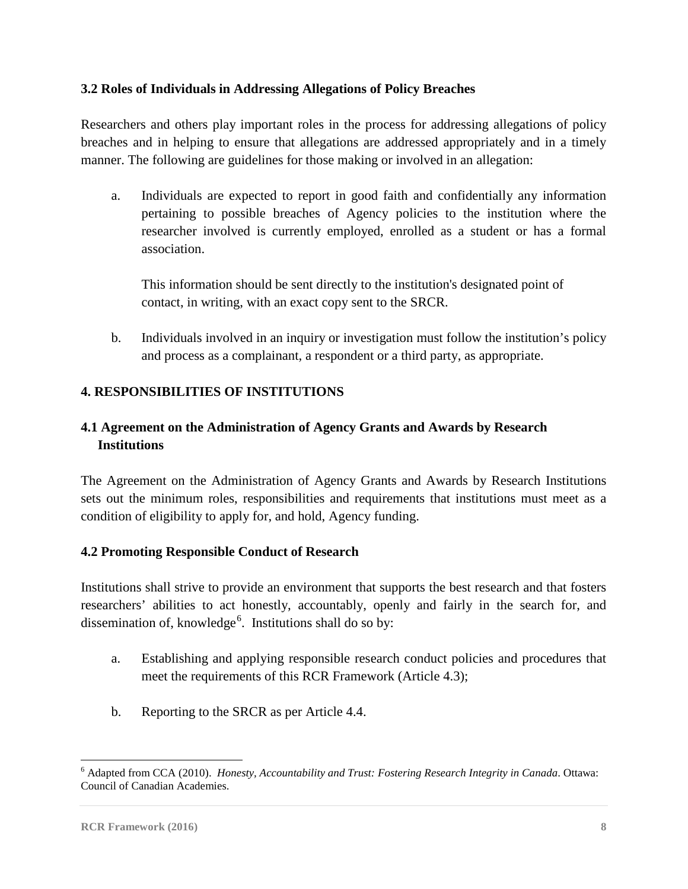### 3.2 Roles of Individuals in Addressing Allegations of Policy Breaches

Researchers and others play important roles in the process for addressing allegations of policy breaches and in helping to ensure that allegations are addressed appropriately and in a timely manner. The following are guidelines for those making or involved in an allegation:

a. Individuals are expected to report in good faith and confidentially any information pertaining to possible breaches of Agency policies to the institution where the researcher involved is currently employed, enrolled as a student or has a formal association.

   This information should be sent directly to the institution's designated point of contact, in writing, with an exact copy sent to the SRCR.

b. Individuals involved in an inquiry or investigation must follow the institution's policy and process as a complainant, a respondent or a third party, as appropriate.

## 4. RESPONSIBILITIES OF INSTITUTIONS

### 4.1 Agreement on the Administration of Agency Grants and Awards by Research Institutions

The Agreement on the Administration of Agency Grants and Awards by Research Institutions sets out the minimum roles, responsibilities and requirements that institutions must meet as a condition of eligibility to apply for, and hold, Agency funding.

### 4.2 Promoting Responsible Conduct of Research

Institutions shall strive to provide an environment that supports the best research and that fosters researchers' abilities to act honestly, accountably, openly and fairly in the search for, and dissemination of, knowledge[6]. Institutions shall do so by:

a. Establishing and applying responsible research conduct policies and procedures that meet the requirements of this RCR Framework (Article 4.3);

b. Reporting to the SRCR as per Article 4.4.

[6] Adapted from CCA (2010). *Honesty, Accountability and Trust: Fostering Research Integrity in Canada*. Ottawa: Council of Canadian Academies.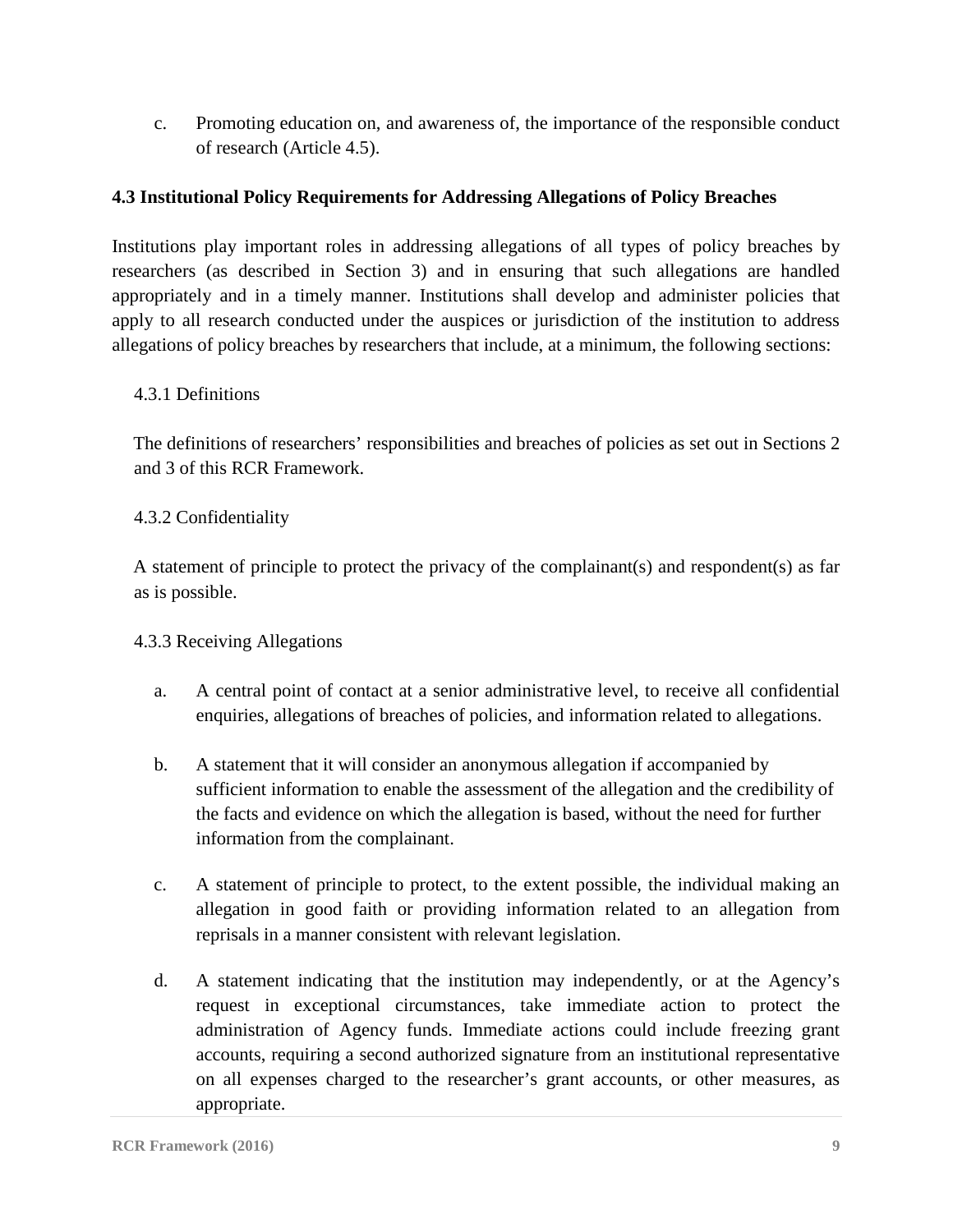c. Promoting education on, and awareness of, the importance of the responsible conduct of research (Article 4.5).

## 4.3 Institutional Policy Requirements for Addressing Allegations of Policy Breaches

Institutions play important roles in addressing allegations of all types of policy breaches by researchers (as described in Section 3) and in ensuring that such allegations are handled appropriately and in a timely manner. Institutions shall develop and administer policies that apply to all research conducted under the auspices or jurisdiction of the institution to address allegations of policy breaches by researchers that include, at a minimum, the following sections:

### 4.3.1 Definitions

The definitions of researchers' responsibilities and breaches of policies as set out in Sections 2 and 3 of this RCR Framework.

### 4.3.2 Confidentiality

A statement of principle to protect the privacy of the complainant(s) and respondent(s) as far as is possible.

### 4.3.3 Receiving Allegations

a. A central point of contact at a senior administrative level, to receive all confidential enquiries, allegations of breaches of policies, and information related to allegations.

b. A statement that it will consider an anonymous allegation if accompanied by sufficient information to enable the assessment of the allegation and the credibility of the facts and evidence on which the allegation is based, without the need for further information from the complainant.

c. A statement of principle to protect, to the extent possible, the individual making an allegation in good faith or providing information related to an allegation from reprisals in a manner consistent with relevant legislation.

d. A statement indicating that the institution may independently, or at the Agency's request in exceptional circumstances, take immediate action to protect the administration of Agency funds. Immediate actions could include freezing grant accounts, requiring a second authorized signature from an institutional representative on all expenses charged to the researcher's grant accounts, or other measures, as appropriate.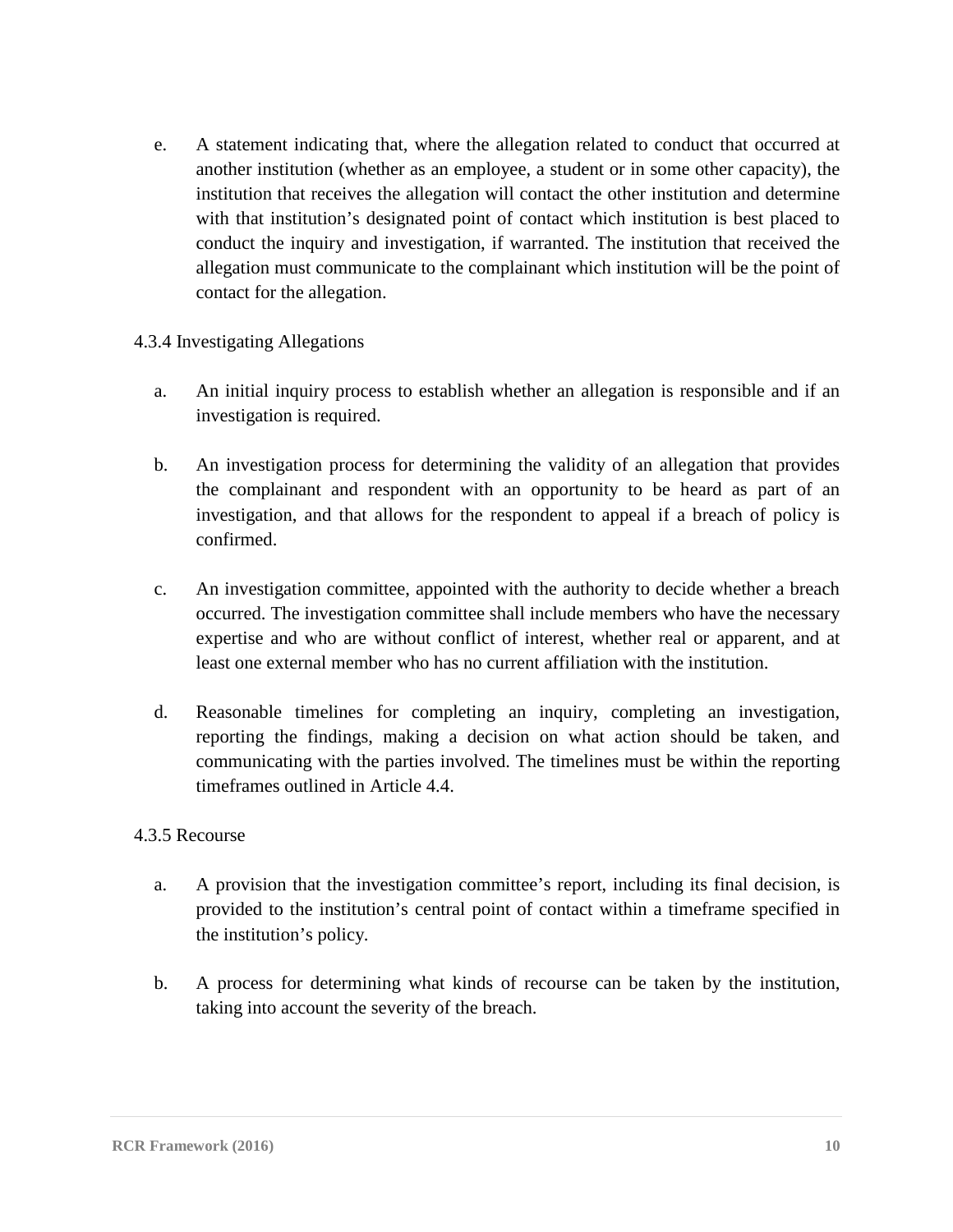e. A statement indicating that, where the allegation related to conduct that occurred at another institution (whether as an employee, a student or in some other capacity), the institution that receives the allegation will contact the other institution and determine with that institution's designated point of contact which institution is best placed to conduct the inquiry and investigation, if warranted. The institution that received the allegation must communicate to the complainant which institution will be the point of contact for the allegation.

4.3.4 Investigating Allegations

a. An initial inquiry process to establish whether an allegation is responsible and if an investigation is required.

b. An investigation process for determining the validity of an allegation that provides the complainant and respondent with an opportunity to be heard as part of an investigation, and that allows for the respondent to appeal if a breach of policy is confirmed.

c. An investigation committee, appointed with the authority to decide whether a breach occurred. The investigation committee shall include members who have the necessary expertise and who are without conflict of interest, whether real or apparent, and at least one external member who has no current affiliation with the institution.

d. Reasonable timelines for completing an inquiry, completing an investigation, reporting the findings, making a decision on what action should be taken, and communicating with the parties involved. The timelines must be within the reporting timeframes outlined in Article 4.4.

4.3.5 Recourse

a. A provision that the investigation committee's report, including its final decision, is provided to the institution's central point of contact within a timeframe specified in the institution's policy.

b. A process for determining what kinds of recourse can be taken by the institution, taking into account the severity of the breach.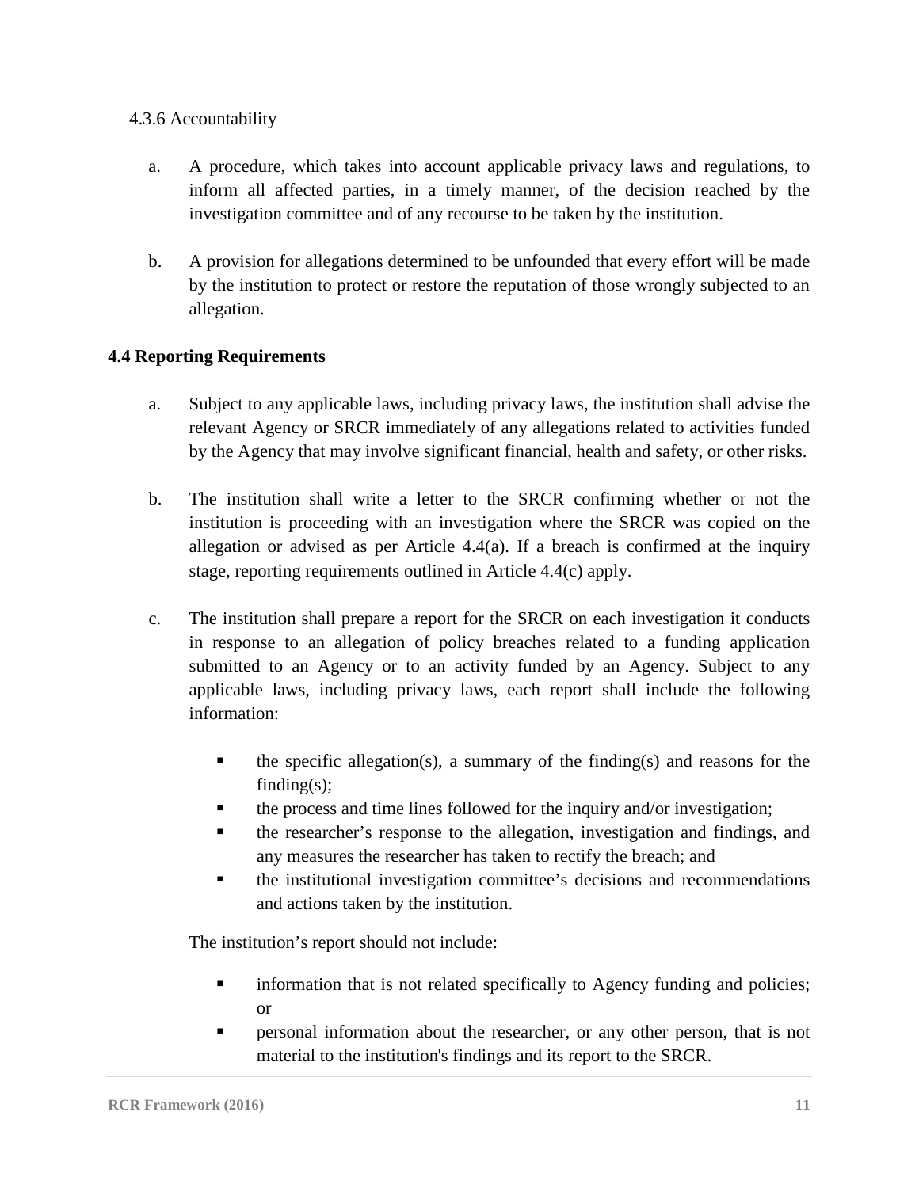4.3.6 Accountability

a. A procedure, which takes into account applicable privacy laws and regulations, to inform all affected parties, in a timely manner, of the decision reached by the investigation committee and of any recourse to be taken by the institution.

b. A provision for allegations determined to be unfounded that every effort will be made by the institution to protect or restore the reputation of those wrongly subjected to an allegation.

**4.4 Reporting Requirements**

a. Subject to any applicable laws, including privacy laws, the institution shall advise the relevant Agency or SRCR immediately of any allegations related to activities funded by the Agency that may involve significant financial, health and safety, or other risks.

b. The institution shall write a letter to the SRCR confirming whether or not the institution is proceeding with an investigation where the SRCR was copied on the allegation or advised as per Article 4.4(a). If a breach is confirmed at the inquiry stage, reporting requirements outlined in Article 4.4(c) apply.

c. The institution shall prepare a report for the SRCR on each investigation it conducts in response to an allegation of policy breaches related to a funding application submitted to an Agency or to an activity funded by an Agency. Subject to any applicable laws, including privacy laws, each report shall include the following information:

   - the specific allegation(s), a summary of the finding(s) and reasons for the finding(s);
   - the process and time lines followed for the inquiry and/or investigation;
   - the researcher's response to the allegation, investigation and findings, and any measures the researcher has taken to rectify the breach; and
   - the institutional investigation committee's decisions and recommendations and actions taken by the institution.

   The institution's report should not include:

   - information that is not related specifically to Agency funding and policies; or
   - personal information about the researcher, or any other person, that is not material to the institution's findings and its report to the SRCR.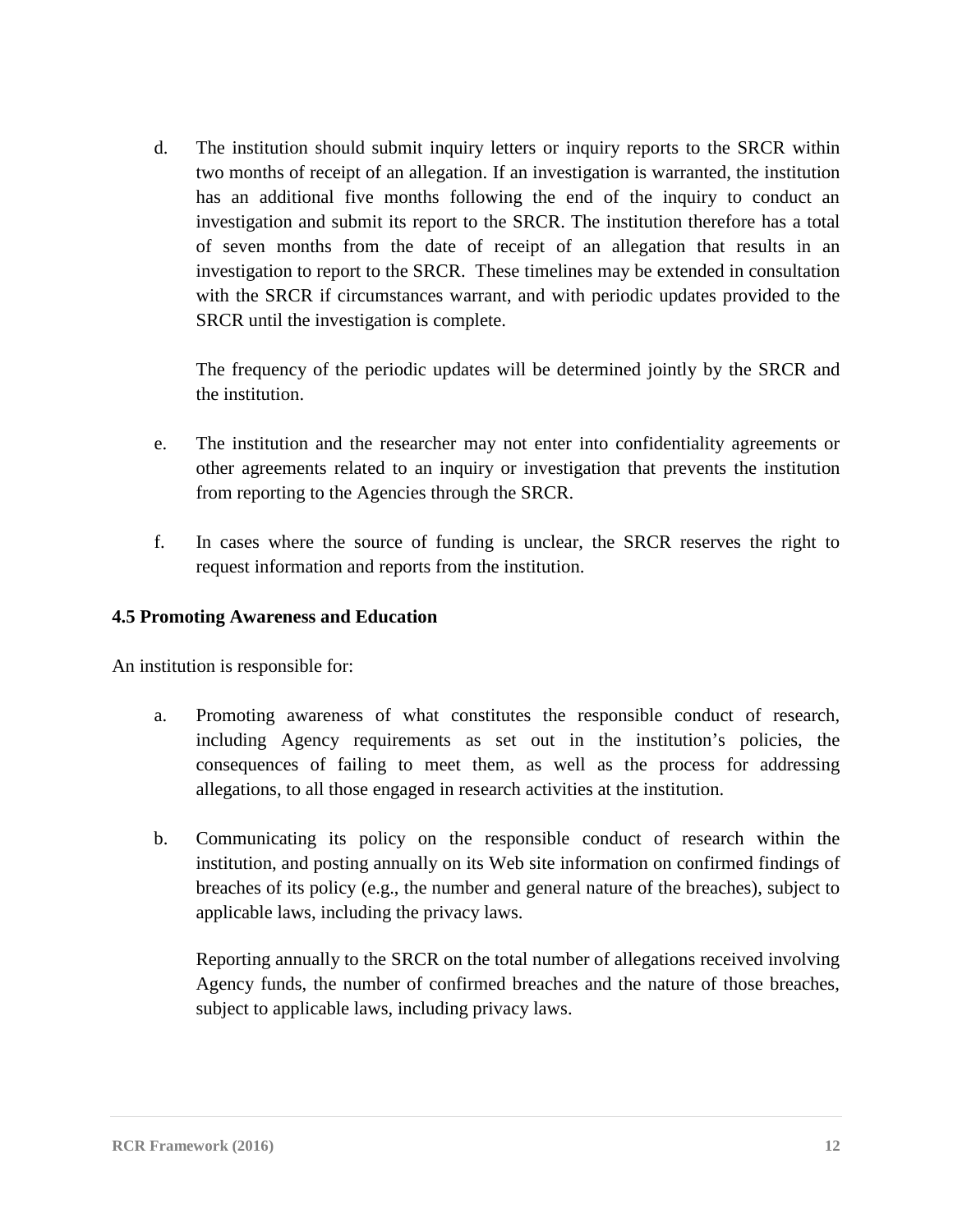d. The institution should submit inquiry letters or inquiry reports to the SRCR within two months of receipt of an allegation. If an investigation is warranted, the institution has an additional five months following the end of the inquiry to conduct an investigation and submit its report to the SRCR. The institution therefore has a total of seven months from the date of receipt of an allegation that results in an investigation to report to the SRCR. These timelines may be extended in consultation with the SRCR if circumstances warrant, and with periodic updates provided to the SRCR until the investigation is complete.

   The frequency of the periodic updates will be determined jointly by the SRCR and the institution.

e. The institution and the researcher may not enter into confidentiality agreements or other agreements related to an inquiry or investigation that prevents the institution from reporting to the Agencies through the SRCR.

f. In cases where the source of funding is unclear, the SRCR reserves the right to request information and reports from the institution.

**4.5 Promoting Awareness and Education**

An institution is responsible for:

a. Promoting awareness of what constitutes the responsible conduct of research, including Agency requirements as set out in the institution's policies, the consequences of failing to meet them, as well as the process for addressing allegations, to all those engaged in research activities at the institution.

b. Communicating its policy on the responsible conduct of research within the institution, and posting annually on its Web site information on confirmed findings of breaches of its policy (e.g., the number and general nature of the breaches), subject to applicable laws, including the privacy laws.

   Reporting annually to the SRCR on the total number of allegations received involving Agency funds, the number of confirmed breaches and the nature of those breaches, subject to applicable laws, including privacy laws.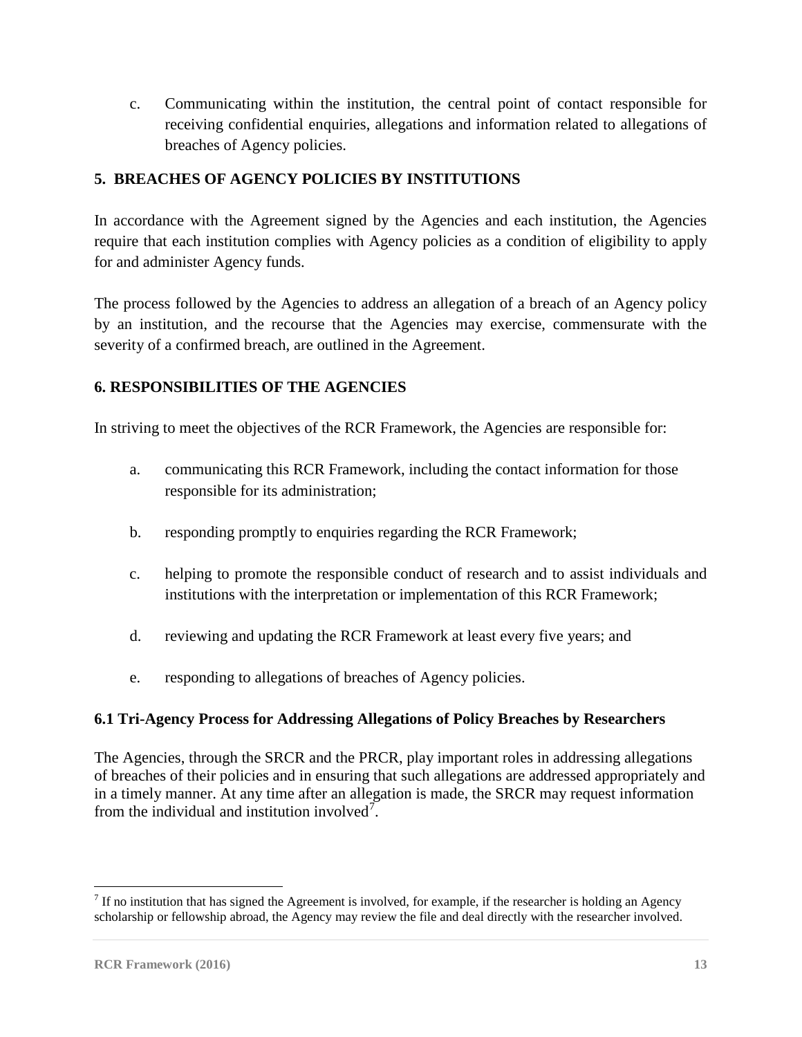c. Communicating within the institution, the central point of contact responsible for receiving confidential enquiries, allegations and information related to allegations of breaches of Agency policies.

## 5. BREACHES OF AGENCY POLICIES BY INSTITUTIONS

In accordance with the Agreement signed by the Agencies and each institution, the Agencies require that each institution complies with Agency policies as a condition of eligibility to apply for and administer Agency funds.

The process followed by the Agencies to address an allegation of a breach of an Agency policy by an institution, and the recourse that the Agencies may exercise, commensurate with the severity of a confirmed breach, are outlined in the Agreement.

## 6. RESPONSIBILITIES OF THE AGENCIES

In striving to meet the objectives of the RCR Framework, the Agencies are responsible for:

a. communicating this RCR Framework, including the contact information for those responsible for its administration;

b. responding promptly to enquiries regarding the RCR Framework;

c. helping to promote the responsible conduct of research and to assist individuals and institutions with the interpretation or implementation of this RCR Framework;

d. reviewing and updating the RCR Framework at least every five years; and

e. responding to allegations of breaches of Agency policies.

### 6.1 Tri-Agency Process for Addressing Allegations of Policy Breaches by Researchers

The Agencies, through the SRCR and the PRCR, play important roles in addressing allegations of breaches of their policies and in ensuring that such allegations are addressed appropriately and in a timely manner. At any time after an allegation is made, the SRCR may request information from the individual and institution involved[7].

[7] If no institution that has signed the Agreement is involved, for example, if the researcher is holding an Agency scholarship or fellowship abroad, the Agency may review the file and deal directly with the researcher involved.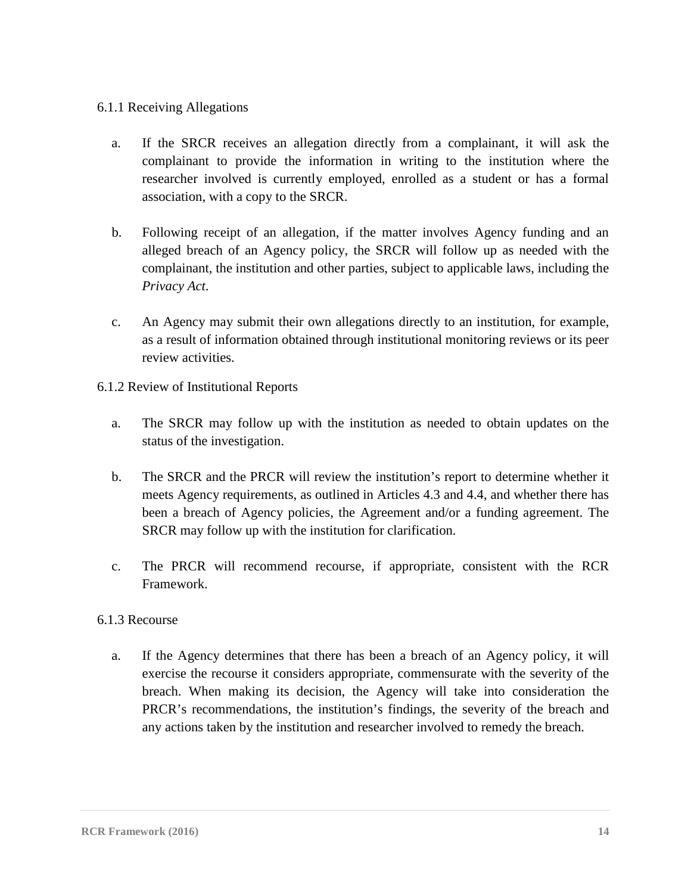#### 6.1.1 Receiving Allegations

a. If the SRCR receives an allegation directly from a complainant, it will ask the complainant to provide the information in writing to the institution where the researcher involved is currently employed, enrolled as a student or has a formal association, with a copy to the SRCR.

b. Following receipt of an allegation, if the matter involves Agency funding and an alleged breach of an Agency policy, the SRCR will follow up as needed with the complainant, the institution and other parties, subject to applicable laws, including the *Privacy Act*.

c. An Agency may submit their own allegations directly to an institution, for example, as a result of information obtained through institutional monitoring reviews or its peer review activities.

#### 6.1.2 Review of Institutional Reports

a. The SRCR may follow up with the institution as needed to obtain updates on the status of the investigation.

b. The SRCR and the PRCR will review the institution's report to determine whether it meets Agency requirements, as outlined in Articles 4.3 and 4.4, and whether there has been a breach of Agency policies, the Agreement and/or a funding agreement. The SRCR may follow up with the institution for clarification.

c. The PRCR will recommend recourse, if appropriate, consistent with the RCR Framework.

#### 6.1.3 Recourse

a. If the Agency determines that there has been a breach of an Agency policy, it will exercise the recourse it considers appropriate, commensurate with the severity of the breach. When making its decision, the Agency will take into consideration the PRCR's recommendations, the institution's findings, the severity of the breach and any actions taken by the institution and researcher involved to remedy the breach.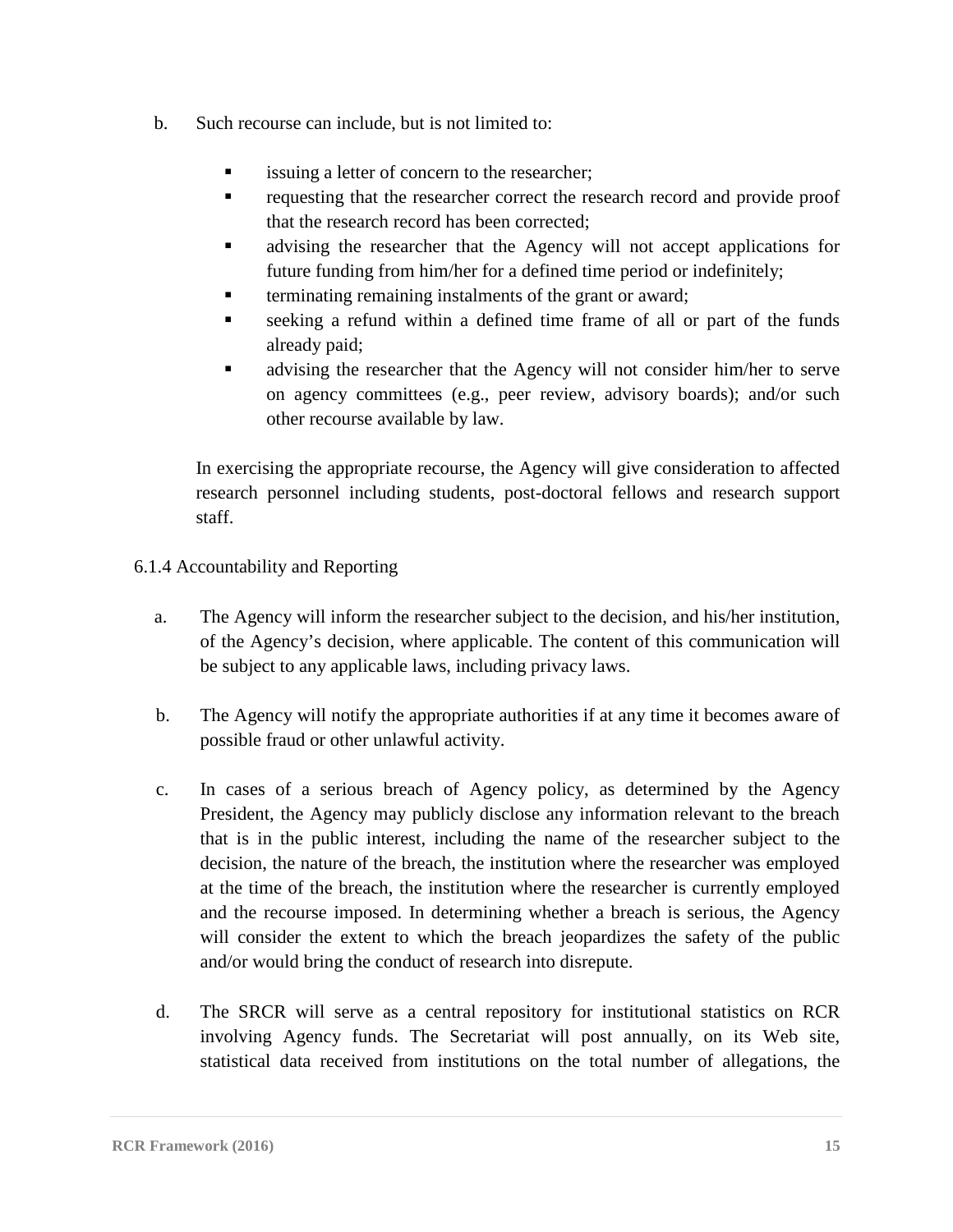b. Such recourse can include, but is not limited to:

- issuing a letter of concern to the researcher;
- requesting that the researcher correct the research record and provide proof that the research record has been corrected;
- advising the researcher that the Agency will not accept applications for future funding from him/her for a defined time period or indefinitely;
- terminating remaining instalments of the grant or award;
- seeking a refund within a defined time frame of all or part of the funds already paid;
- advising the researcher that the Agency will not consider him/her to serve on agency committees (e.g., peer review, advisory boards); and/or such other recourse available by law.

In exercising the appropriate recourse, the Agency will give consideration to affected research personnel including students, post-doctoral fellows and research support staff.

6.1.4 Accountability and Reporting

a. The Agency will inform the researcher subject to the decision, and his/her institution, of the Agency's decision, where applicable. The content of this communication will be subject to any applicable laws, including privacy laws.

b. The Agency will notify the appropriate authorities if at any time it becomes aware of possible fraud or other unlawful activity.

c. In cases of a serious breach of Agency policy, as determined by the Agency President, the Agency may publicly disclose any information relevant to the breach that is in the public interest, including the name of the researcher subject to the decision, the nature of the breach, the institution where the researcher was employed at the time of the breach, the institution where the researcher is currently employed and the recourse imposed. In determining whether a breach is serious, the Agency will consider the extent to which the breach jeopardizes the safety of the public and/or would bring the conduct of research into disrepute.

d. The SRCR will serve as a central repository for institutional statistics on RCR involving Agency funds. The Secretariat will post annually, on its Web site, statistical data received from institutions on the total number of allegations, the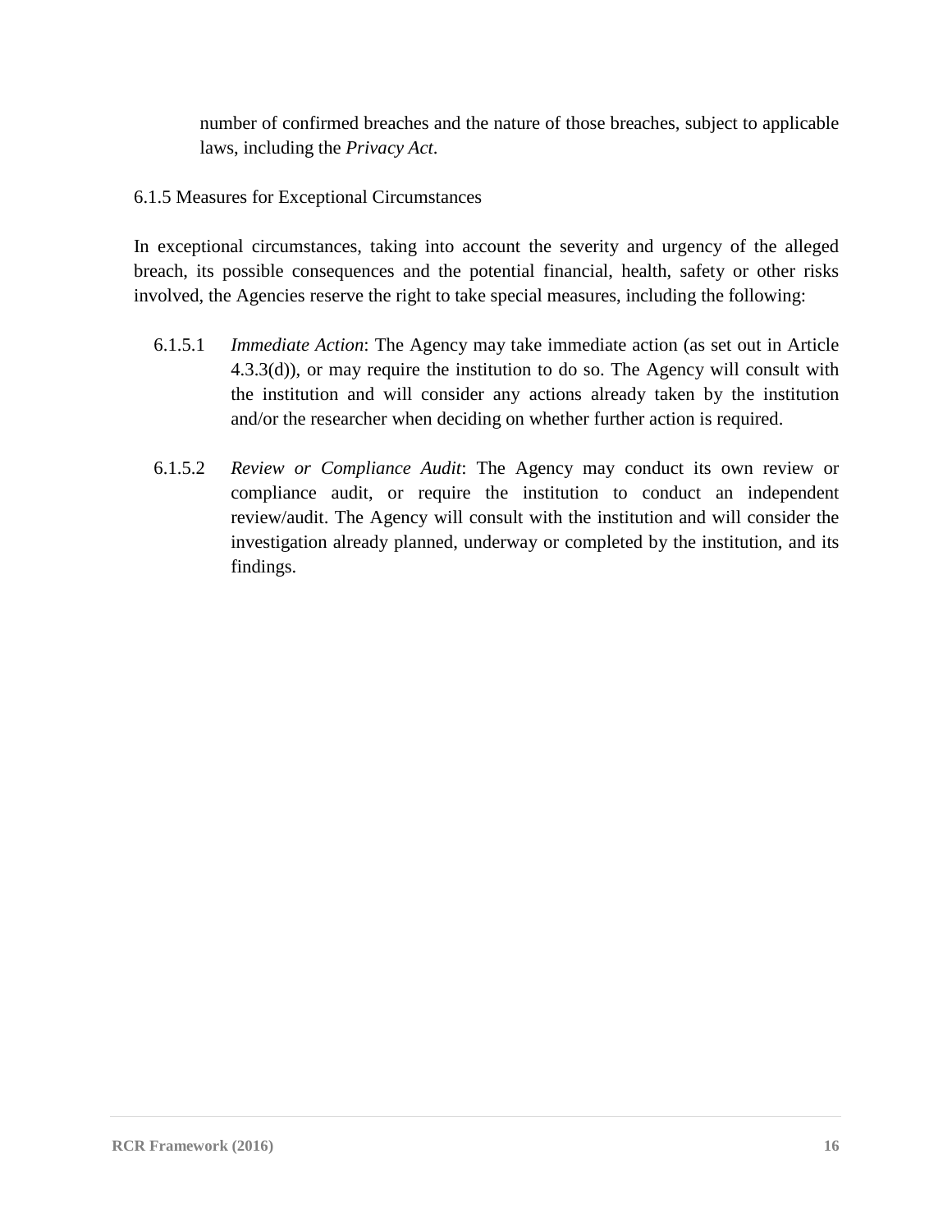number of confirmed breaches and the nature of those breaches, subject to applicable laws, including the *Privacy Act*.

### 6.1.5 Measures for Exceptional Circumstances

In exceptional circumstances, taking into account the severity and urgency of the alleged breach, its possible consequences and the potential financial, health, safety or other risks involved, the Agencies reserve the right to take special measures, including the following:

6.1.5.1 *Immediate Action*: The Agency may take immediate action (as set out in Article 4.3.3(d)), or may require the institution to do so. The Agency will consult with the institution and will consider any actions already taken by the institution and/or the researcher when deciding on whether further action is required.

6.1.5.2 *Review or Compliance Audit*: The Agency may conduct its own review or compliance audit, or require the institution to conduct an independent review/audit. The Agency will consult with the institution and will consider the investigation already planned, underway or completed by the institution, and its findings.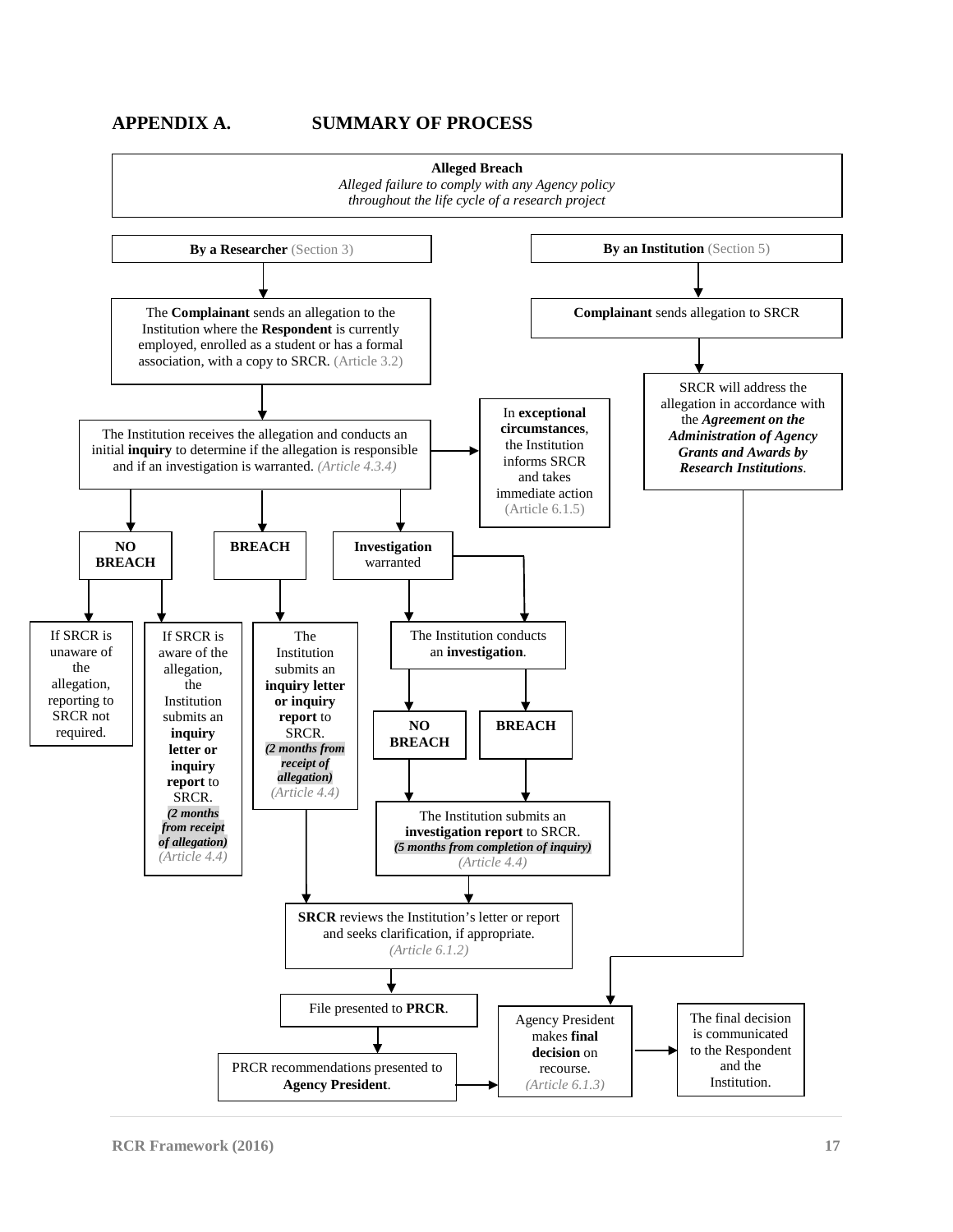## APPENDIX A. SUMMARY OF PROCESS

**Alleged Breach**
*Alleged failure to comply with any Agency policy throughout the life cycle of a research project*

**By a Researcher** (Section 3)

The **Complainant** sends an allegation to the Institution where the **Respondent** is currently employed, enrolled as a student or has a formal association, with a copy to SRCR. (Article 3.2)

The Institution receives the allegation and conducts an initial **inquiry** to determine if the allegation is responsible and if an investigation is warranted. *(Article 4.3.4)*

In **exceptional circumstances**, the Institution informs SRCR and takes immediate action (Article 6.1.5)

**NO BREACH**

- If SRCR is unaware of the allegation, reporting to SRCR not required.
- If SRCR is aware of the allegation, the Institution submits an **inquiry letter or inquiry report** to SRCR. ***(2 months from receipt of allegation)*** *(Article 4.4)*

**BREACH**

- The Institution submits an **inquiry letter or inquiry report** to SRCR. ***(2 months from receipt of allegation)*** *(Article 4.4)*

**Investigation** warranted

- The Institution conducts an **investigation**.
  - **NO BREACH**
  - **BREACH**
- The Institution submits an **investigation report** to SRCR. ***(5 months from completion of inquiry)*** *(Article 4.4)*

**SRCR** reviews the Institution's letter or report and seeks clarification, if appropriate. *(Article 6.1.2)*

File presented to **PRCR**.

PRCR recommendations presented to **Agency President**.

**By an Institution** (Section 5)

**Complainant** sends allegation to SRCR

SRCR will address the allegation in accordance with the ***Agreement on the Administration of Agency Grants and Awards by Research Institutions***.

Agency President makes **final decision** on recourse. *(Article 6.1.3)*

The final decision is communicated to the Respondent and the Institution.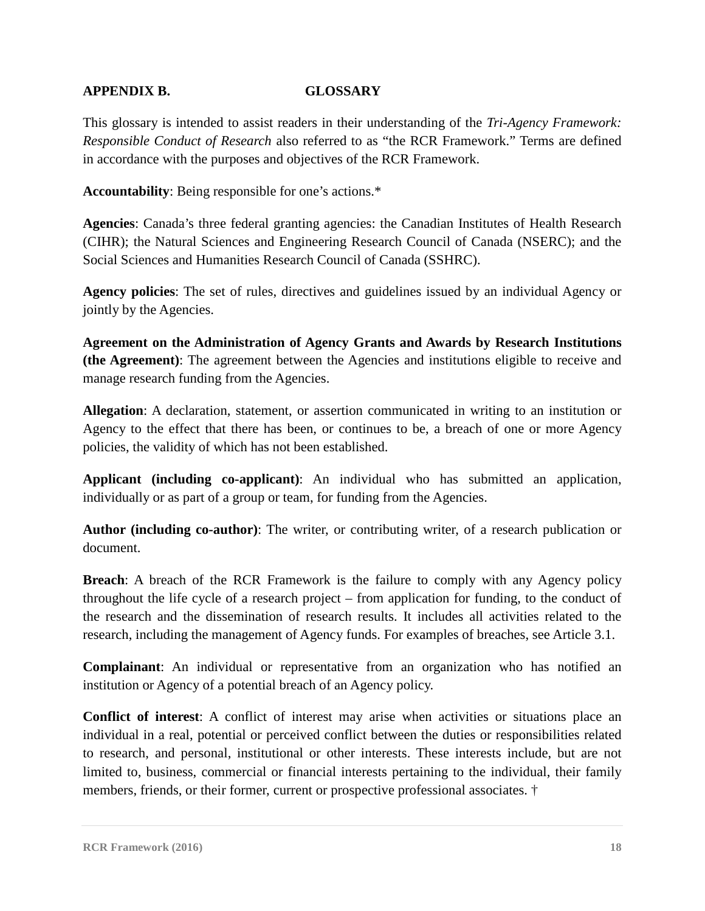## APPENDIX B. GLOSSARY

This glossary is intended to assist readers in their understanding of the *Tri-Agency Framework: Responsible Conduct of Research* also referred to as "the RCR Framework." Terms are defined in accordance with the purposes and objectives of the RCR Framework.

**Accountability**: Being responsible for one's actions.*

**Agencies**: Canada's three federal granting agencies: the Canadian Institutes of Health Research (CIHR); the Natural Sciences and Engineering Research Council of Canada (NSERC); and the Social Sciences and Humanities Research Council of Canada (SSHRC).

**Agency policies**: The set of rules, directives and guidelines issued by an individual Agency or jointly by the Agencies.

**Agreement on the Administration of Agency Grants and Awards by Research Institutions (the Agreement)**: The agreement between the Agencies and institutions eligible to receive and manage research funding from the Agencies.

**Allegation**: A declaration, statement, or assertion communicated in writing to an institution or Agency to the effect that there has been, or continues to be, a breach of one or more Agency policies, the validity of which has not been established.

**Applicant (including co-applicant)**: An individual who has submitted an application, individually or as part of a group or team, for funding from the Agencies.

**Author (including co-author)**: The writer, or contributing writer, of a research publication or document.

**Breach**: A breach of the RCR Framework is the failure to comply with any Agency policy throughout the life cycle of a research project – from application for funding, to the conduct of the research and the dissemination of research results. It includes all activities related to the research, including the management of Agency funds. For examples of breaches, see Article 3.1.

**Complainant**: An individual or representative from an organization who has notified an institution or Agency of a potential breach of an Agency policy.

**Conflict of interest**: A conflict of interest may arise when activities or situations place an individual in a real, potential or perceived conflict between the duties or responsibilities related to research, and personal, institutional or other interests. These interests include, but are not limited to, business, commercial or financial interests pertaining to the individual, their family members, friends, or their former, current or prospective professional associates. †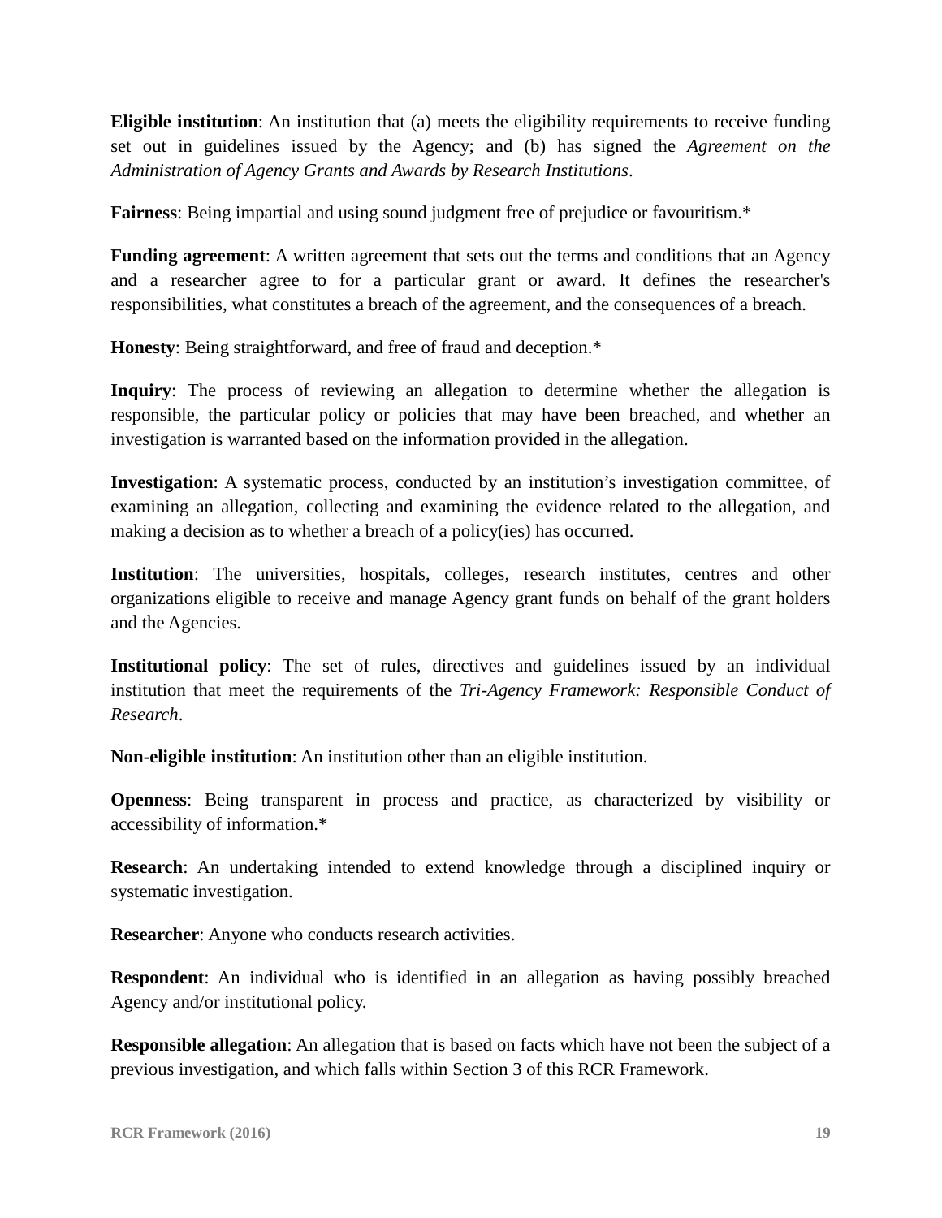**Eligible institution**: An institution that (a) meets the eligibility requirements to receive funding set out in guidelines issued by the Agency; and (b) has signed the *Agreement on the Administration of Agency Grants and Awards by Research Institutions*.

**Fairness**: Being impartial and using sound judgment free of prejudice or favouritism.*

**Funding agreement**: A written agreement that sets out the terms and conditions that an Agency and a researcher agree to for a particular grant or award. It defines the researcher's responsibilities, what constitutes a breach of the agreement, and the consequences of a breach.

**Honesty**: Being straightforward, and free of fraud and deception.*

**Inquiry**: The process of reviewing an allegation to determine whether the allegation is responsible, the particular policy or policies that may have been breached, and whether an investigation is warranted based on the information provided in the allegation.

**Investigation**: A systematic process, conducted by an institution's investigation committee, of examining an allegation, collecting and examining the evidence related to the allegation, and making a decision as to whether a breach of a policy(ies) has occurred.

**Institution**: The universities, hospitals, colleges, research institutes, centres and other organizations eligible to receive and manage Agency grant funds on behalf of the grant holders and the Agencies.

**Institutional policy**: The set of rules, directives and guidelines issued by an individual institution that meet the requirements of the *Tri-Agency Framework: Responsible Conduct of Research*.

**Non-eligible institution**: An institution other than an eligible institution.

**Openness**: Being transparent in process and practice, as characterized by visibility or accessibility of information.*

**Research**: An undertaking intended to extend knowledge through a disciplined inquiry or systematic investigation.

**Researcher**: Anyone who conducts research activities.

**Respondent**: An individual who is identified in an allegation as having possibly breached Agency and/or institutional policy.

**Responsible allegation**: An allegation that is based on facts which have not been the subject of a previous investigation, and which falls within Section 3 of this RCR Framework.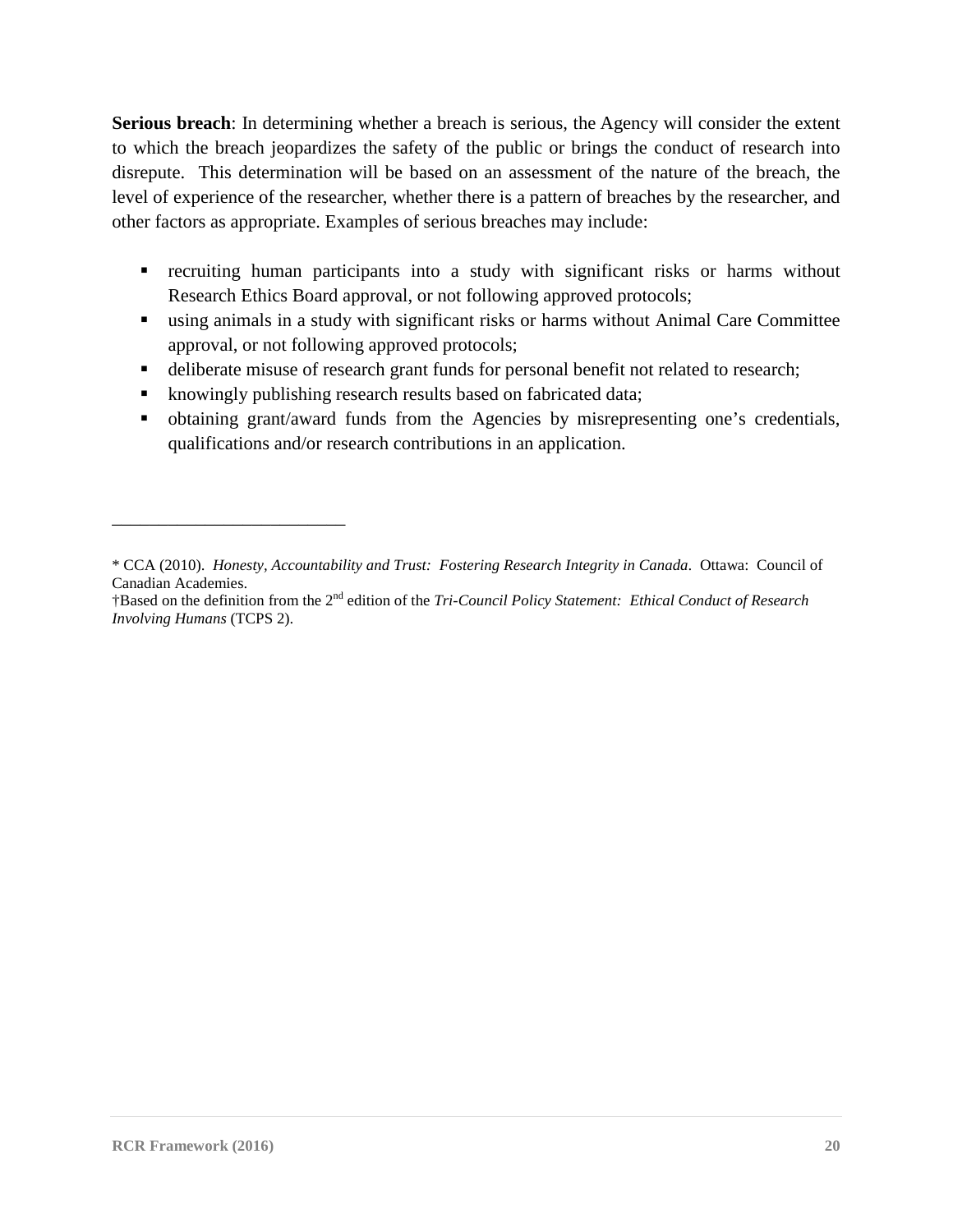**Serious breach**: In determining whether a breach is serious, the Agency will consider the extent to which the breach jeopardizes the safety of the public or brings the conduct of research into disrepute. This determination will be based on an assessment of the nature of the breach, the level of experience of the researcher, whether there is a pattern of breaches by the researcher, and other factors as appropriate. Examples of serious breaches may include:

- recruiting human participants into a study with significant risks or harms without Research Ethics Board approval, or not following approved protocols;
- using animals in a study with significant risks or harms without Animal Care Committee approval, or not following approved protocols;
- deliberate misuse of research grant funds for personal benefit not related to research;
- knowingly publishing research results based on fabricated data;
- obtaining grant/award funds from the Agencies by misrepresenting one's credentials, qualifications and/or research contributions in an application.

---

\* CCA (2010). *Honesty, Accountability and Trust: Fostering Research Integrity in Canada*. Ottawa: Council of Canadian Academies.

†Based on the definition from the 2nd edition of the *Tri-Council Policy Statement: Ethical Conduct of Research Involving Humans* (TCPS 2).